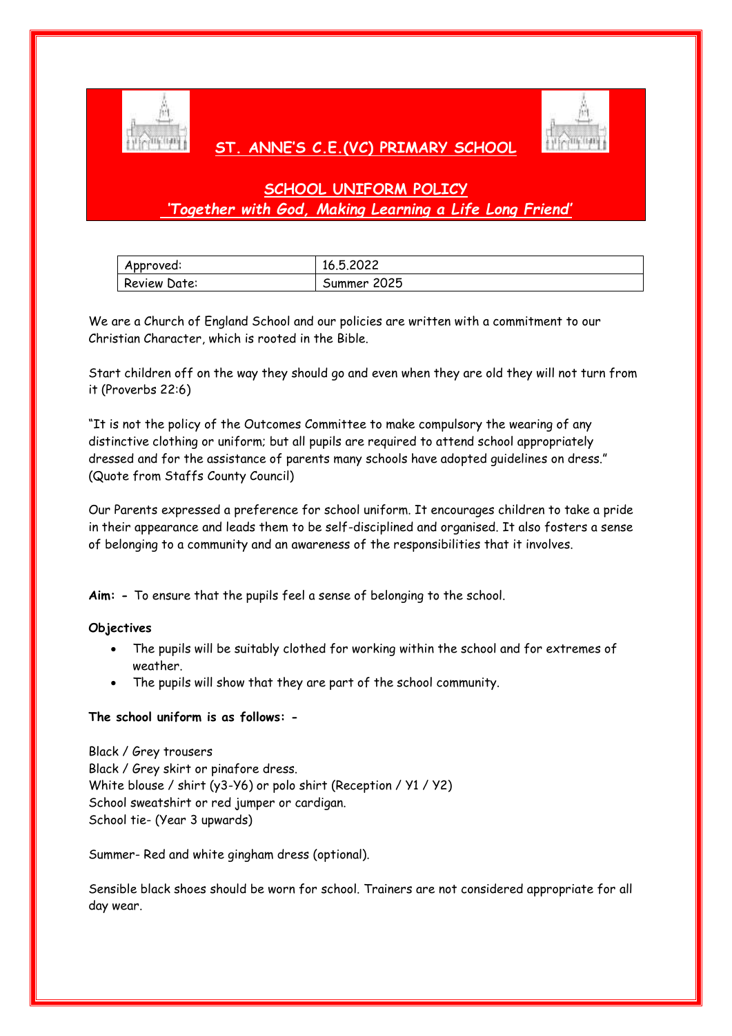# ST. ANNE'S C.E.(VC) PRIMARY SCHOOL

## SCHOOL UNIFORM POLICY

***'Together with God, Making Learning a Life Long Friend'***

| Approved: | 16.5.2022 |
| --- | --- |
| Review Date: | Summer 2025 |

We are a Church of England School and our policies are written with a commitment to our Christian Character, which is rooted in the Bible.

Start children off on the way they should go and even when they are old they will not turn from it (Proverbs 22:6)

"It is not the policy of the Outcomes Committee to make compulsory the wearing of any distinctive clothing or uniform; but all pupils are required to attend school appropriately dressed and for the assistance of parents many schools have adopted guidelines on dress." (Quote from Staffs County Council)

Our Parents expressed a preference for school uniform. It encourages children to take a pride in their appearance and leads them to be self-disciplined and organised. It also fosters a sense of belonging to a community and an awareness of the responsibilities that it involves.

**Aim: -** To ensure that the pupils feel a sense of belonging to the school.

**Objectives**

- The pupils will be suitably clothed for working within the school and for extremes of weather.
- The pupils will show that they are part of the school community.

**The school uniform is as follows: -**

Black / Grey trousers
Black / Grey skirt or pinafore dress.
White blouse / shirt (y3-Y6) or polo shirt (Reception / Y1 / Y2)
School sweatshirt or red jumper or cardigan.
School tie- (Year 3 upwards)

Summer- Red and white gingham dress (optional).

Sensible black shoes should be worn for school. Trainers are not considered appropriate for all day wear.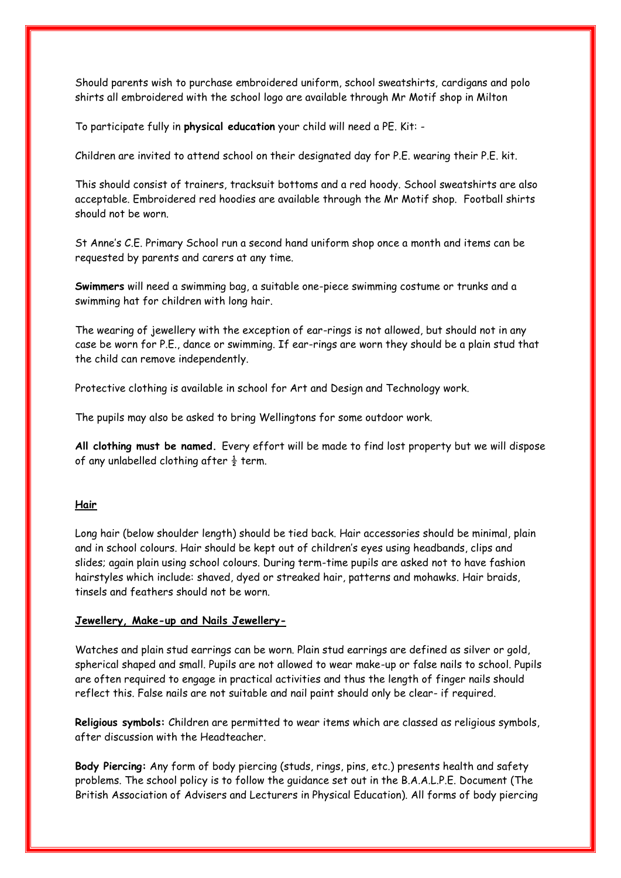Should parents wish to purchase embroidered uniform, school sweatshirts, cardigans and polo shirts all embroidered with the school logo are available through Mr Motif shop in Milton

To participate fully in **physical education** your child will need a PE. Kit: -

Children are invited to attend school on their designated day for P.E. wearing their P.E. kit.

This should consist of trainers, tracksuit bottoms and a red hoody. School sweatshirts are also acceptable. Embroidered red hoodies are available through the Mr Motif shop. Football shirts should not be worn.

St Anne's C.E. Primary School run a second hand uniform shop once a month and items can be requested by parents and carers at any time.

**Swimmers** will need a swimming bag, a suitable one-piece swimming costume or trunks and a swimming hat for children with long hair.

The wearing of jewellery with the exception of ear-rings is not allowed, but should not in any case be worn for P.E., dance or swimming. If ear-rings are worn they should be a plain stud that the child can remove independently.

Protective clothing is available in school for Art and Design and Technology work.

The pupils may also be asked to bring Wellingtons for some outdoor work.

**All clothing must be named.** Every effort will be made to find lost property but we will dispose of any unlabelled clothing after ½ term.

## Hair

Long hair (below shoulder length) should be tied back. Hair accessories should be minimal, plain and in school colours. Hair should be kept out of children's eyes using headbands, clips and slides; again plain using school colours. During term-time pupils are asked not to have fashion hairstyles which include: shaved, dyed or streaked hair, patterns and mohawks. Hair braids, tinsels and feathers should not be worn.

## Jewellery, Make-up and Nails Jewellery-

Watches and plain stud earrings can be worn. Plain stud earrings are defined as silver or gold, spherical shaped and small. Pupils are not allowed to wear make-up or false nails to school. Pupils are often required to engage in practical activities and thus the length of finger nails should reflect this. False nails are not suitable and nail paint should only be clear- if required.

**Religious symbols:** Children are permitted to wear items which are classed as religious symbols, after discussion with the Headteacher.

**Body Piercing:** Any form of body piercing (studs, rings, pins, etc.) presents health and safety problems. The school policy is to follow the guidance set out in the B.A.A.L.P.E. Document (The British Association of Advisers and Lecturers in Physical Education). All forms of body piercing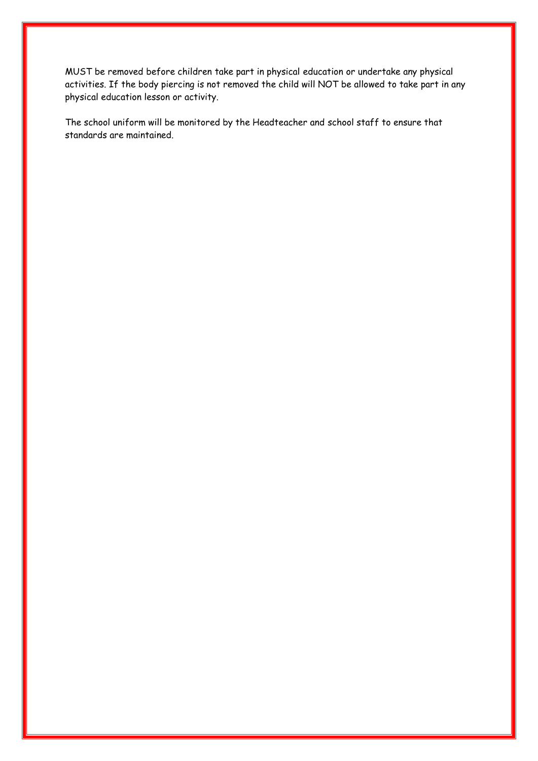MUST be removed before children take part in physical education or undertake any physical activities. If the body piercing is not removed the child will NOT be allowed to take part in any physical education lesson or activity.

The school uniform will be monitored by the Headteacher and school staff to ensure that standards are maintained.